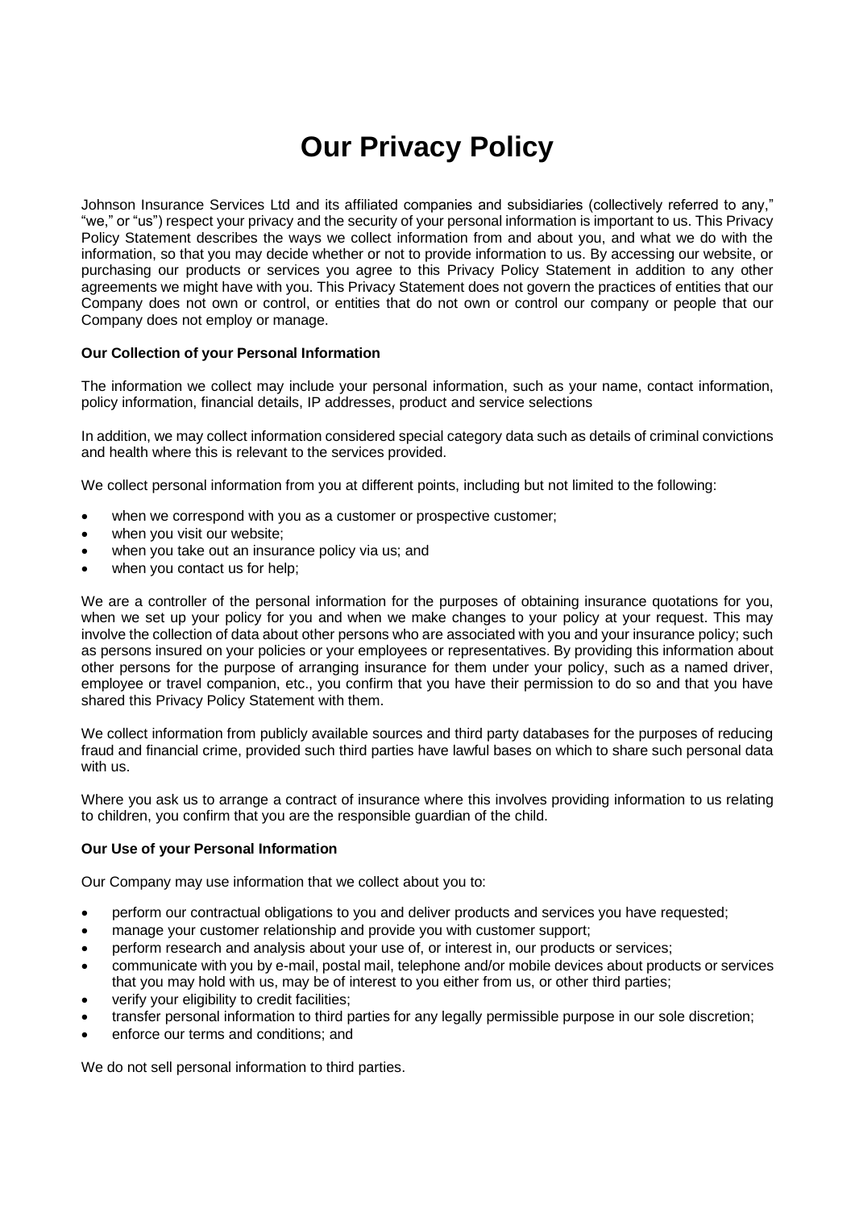# Our Privacy Policy

Johnson Insurance Services Ltd and its affiliated companies and subsidiaries (collectively referred to any," "we," or "us") respect your privacy and the security of your personal information is important to us. This Privacy Policy Statement describes the ways we collect information from and about you, and what we do with the information, so that you may decide whether or not to provide information to us. By accessing our website, or purchasing our products or services you agree to this Privacy Policy Statement in addition to any other agreements we might have with you. This Privacy Statement does not govern the practices of entities that our Company does not own or control, or entities that do not own or control our company or people that our Company does not employ or manage.

**Our Collection of your Personal Information**

The information we collect may include your personal information, such as your name, contact information, policy information, financial details, IP addresses, product and service selections

In addition, we may collect information considered special category data such as details of criminal convictions and health where this is relevant to the services provided.

We collect personal information from you at different points, including but not limited to the following:

- when we correspond with you as a customer or prospective customer;
- when you visit our website;
- when you take out an insurance policy via us; and
- when you contact us for help;

We are a controller of the personal information for the purposes of obtaining insurance quotations for you, when we set up your policy for you and when we make changes to your policy at your request. This may involve the collection of data about other persons who are associated with you and your insurance policy; such as persons insured on your policies or your employees or representatives. By providing this information about other persons for the purpose of arranging insurance for them under your policy, such as a named driver, employee or travel companion, etc., you confirm that you have their permission to do so and that you have shared this Privacy Policy Statement with them.

We collect information from publicly available sources and third party databases for the purposes of reducing fraud and financial crime, provided such third parties have lawful bases on which to share such personal data with us.

Where you ask us to arrange a contract of insurance where this involves providing information to us relating to children, you confirm that you are the responsible guardian of the child.

**Our Use of your Personal Information**

Our Company may use information that we collect about you to:

- perform our contractual obligations to you and deliver products and services you have requested;
- manage your customer relationship and provide you with customer support;
- perform research and analysis about your use of, or interest in, our products or services;
- communicate with you by e-mail, postal mail, telephone and/or mobile devices about products or services that you may hold with us, may be of interest to you either from us, or other third parties;
- verify your eligibility to credit facilities;
- transfer personal information to third parties for any legally permissible purpose in our sole discretion;
- enforce our terms and conditions; and

We do not sell personal information to third parties.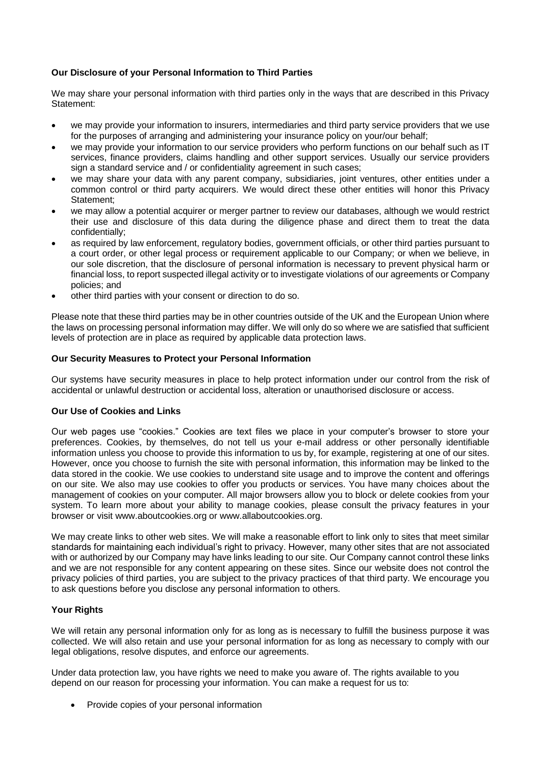**Our Disclosure of your Personal Information to Third Parties**

We may share your personal information with third parties only in the ways that are described in this Privacy Statement:

- we may provide your information to insurers, intermediaries and third party service providers that we use for the purposes of arranging and administering your insurance policy on your/our behalf;
- we may provide your information to our service providers who perform functions on our behalf such as IT services, finance providers, claims handling and other support services. Usually our service providers sign a standard service and / or confidentiality agreement in such cases;
- we may share your data with any parent company, subsidiaries, joint ventures, other entities under a common control or third party acquirers. We would direct these other entities will honor this Privacy Statement;
- we may allow a potential acquirer or merger partner to review our databases, although we would restrict their use and disclosure of this data during the diligence phase and direct them to treat the data confidentially;
- as required by law enforcement, regulatory bodies, government officials, or other third parties pursuant to a court order, or other legal process or requirement applicable to our Company; or when we believe, in our sole discretion, that the disclosure of personal information is necessary to prevent physical harm or financial loss, to report suspected illegal activity or to investigate violations of our agreements or Company policies; and
- other third parties with your consent or direction to do so.

Please note that these third parties may be in other countries outside of the UK and the European Union where the laws on processing personal information may differ. We will only do so where we are satisfied that sufficient levels of protection are in place as required by applicable data protection laws.

**Our Security Measures to Protect your Personal Information**

Our systems have security measures in place to help protect information under our control from the risk of accidental or unlawful destruction or accidental loss, alteration or unauthorised disclosure or access.

**Our Use of Cookies and Links**

Our web pages use "cookies." Cookies are text files we place in your computer's browser to store your preferences. Cookies, by themselves, do not tell us your e-mail address or other personally identifiable information unless you choose to provide this information to us by, for example, registering at one of our sites. However, once you choose to furnish the site with personal information, this information may be linked to the data stored in the cookie. We use cookies to understand site usage and to improve the content and offerings on our site. We also may use cookies to offer you products or services. You have many choices about the management of cookies on your computer. All major browsers allow you to block or delete cookies from your system. To learn more about your ability to manage cookies, please consult the privacy features in your browser or visit www.aboutcookies.org or www.allaboutcookies.org.

We may create links to other web sites. We will make a reasonable effort to link only to sites that meet similar standards for maintaining each individual's right to privacy. However, many other sites that are not associated with or authorized by our Company may have links leading to our site. Our Company cannot control these links and we are not responsible for any content appearing on these sites. Since our website does not control the privacy policies of third parties, you are subject to the privacy practices of that third party. We encourage you to ask questions before you disclose any personal information to others.

**Your Rights**

We will retain any personal information only for as long as is necessary to fulfill the business purpose it was collected. We will also retain and use your personal information for as long as necessary to comply with our legal obligations, resolve disputes, and enforce our agreements.

Under data protection law, you have rights we need to make you aware of. The rights available to you depend on our reason for processing your information. You can make a request for us to:

- Provide copies of your personal information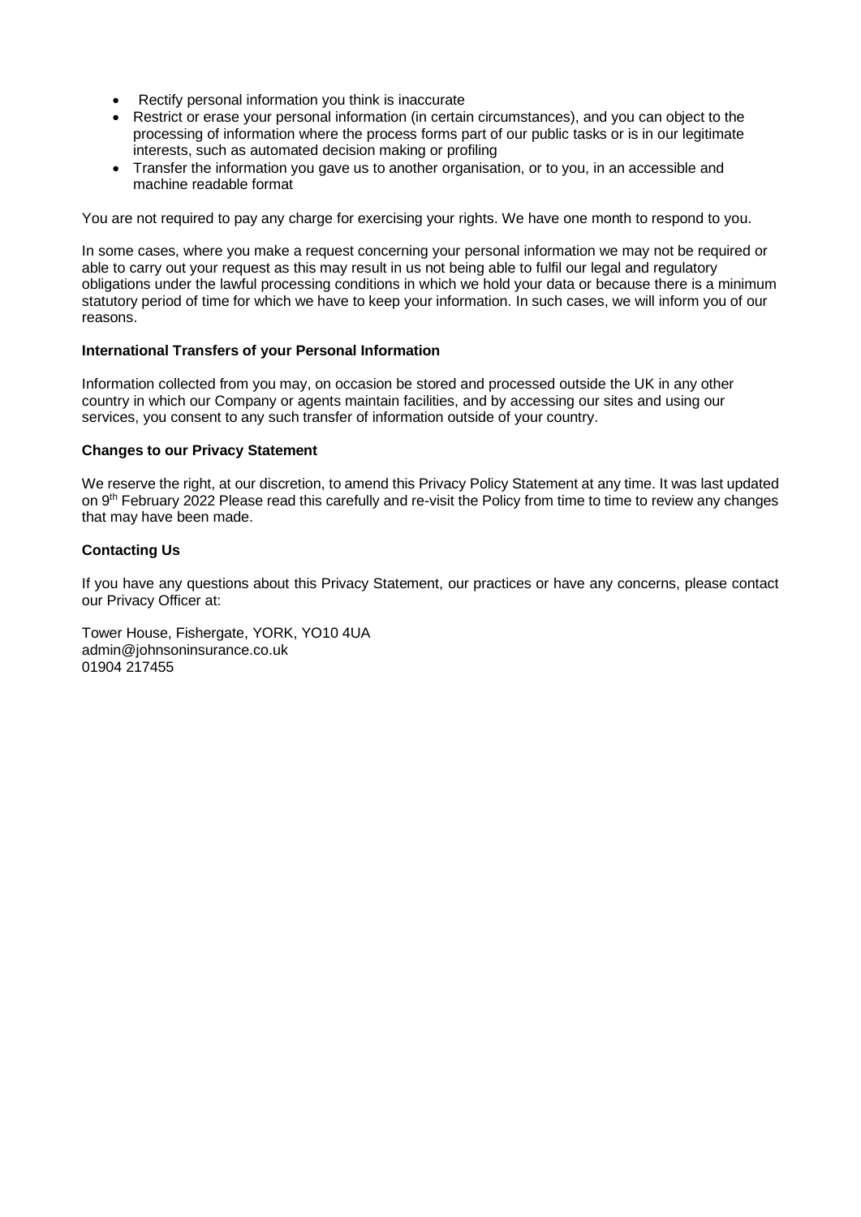- Rectify personal information you think is inaccurate
- Restrict or erase your personal information (in certain circumstances), and you can object to the processing of information where the process forms part of our public tasks or is in our legitimate interests, such as automated decision making or profiling
- Transfer the information you gave us to another organisation, or to you, in an accessible and machine readable format

You are not required to pay any charge for exercising your rights. We have one month to respond to you.

In some cases, where you make a request concerning your personal information we may not be required or able to carry out your request as this may result in us not being able to fulfil our legal and regulatory obligations under the lawful processing conditions in which we hold your data or because there is a minimum statutory period of time for which we have to keep your information. In such cases, we will inform you of our reasons.

**International Transfers of your Personal Information**

Information collected from you may, on occasion be stored and processed outside the UK in any other country in which our Company or agents maintain facilities, and by accessing our sites and using our services, you consent to any such transfer of information outside of your country.

**Changes to our Privacy Statement**

We reserve the right, at our discretion, to amend this Privacy Policy Statement at any time. It was last updated on 9th February 2022 Please read this carefully and re-visit the Policy from time to time to review any changes that may have been made.

**Contacting Us**

If you have any questions about this Privacy Statement, our practices or have any concerns, please contact our Privacy Officer at:

Tower House, Fishergate, YORK, YO10 4UA
admin@johnsoninsurance.co.uk
01904 217455